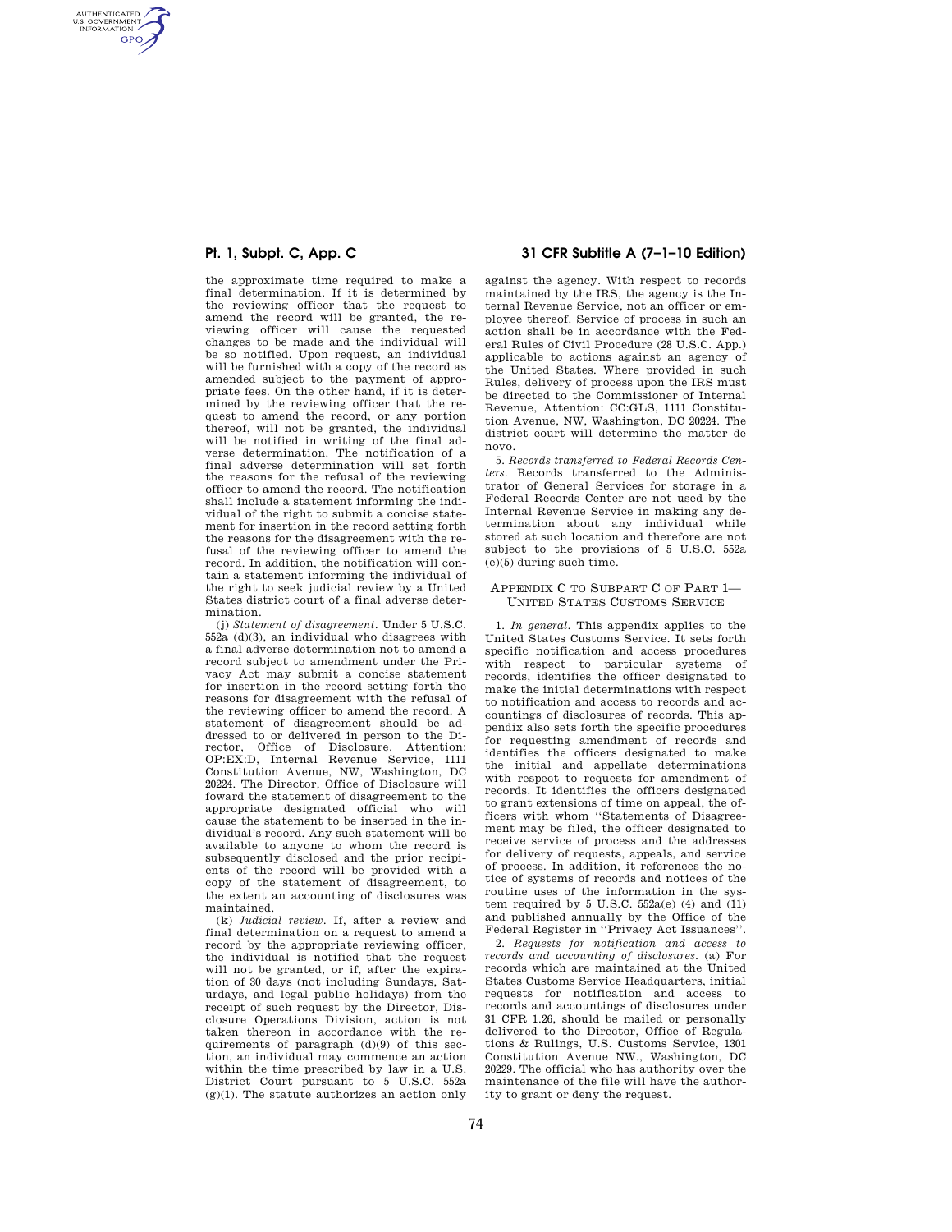the approximate time required to make a final determination. If it is determined by the reviewing officer that the request to amend the record will be granted, the reviewing officer will cause the requested changes to be made and the individual will be so notified. Upon request, an individual will be furnished with a copy of the record as amended subject to the payment of appropriate fees. On the other hand, if it is determined by the reviewing officer that the request to amend the record, or any portion thereof, will not be granted, the individual will be notified in writing of the final adverse determination. The notification of a final adverse determination will set forth the reasons for the refusal of the reviewing officer to amend the record. The notification shall include a statement informing the individual of the right to submit a concise statement for insertion in the record setting forth the reasons for the disagreement with the refusal of the reviewing officer to amend the record. In addition, the notification will contain a statement informing the individual of the right to seek judicial review by a United States district court of a final adverse determination.

(j) *Statement of disagreement.* Under 5 U.S.C. 552a (d)(3), an individual who disagrees with a final adverse determination not to amend a record subject to amendment under the Privacy Act may submit a concise statement for insertion in the record setting forth the reasons for disagreement with the refusal of the reviewing officer to amend the record. A statement of disagreement should be addressed to or delivered in person to the Director, Office of Disclosure, Attention: OP:EX:D, Internal Revenue Service, 1111 Constitution Avenue, NW, Washington, DC 20224. The Director, Office of Disclosure will foward the statement of disagreement to the appropriate designated official who will cause the statement to be inserted in the individual's record. Any such statement will be available to anyone to whom the record is subsequently disclosed and the prior recipients of the record will be provided with a copy of the statement of disagreement, to the extent an accounting of disclosures was maintained.

(k) *Judicial review.* If, after a review and final determination on a request to amend a record by the appropriate reviewing officer, the individual is notified that the request will not be granted, or if, after the expiration of 30 days (not including Sundays, Saturdays, and legal public holidays) from the receipt of such request by the Director, Disclosure Operations Division, action is not taken thereon in accordance with the requirements of paragraph (d)(9) of this section, an individual may commence an action within the time prescribed by law in a U.S. District Court pursuant to 5 U.S.C. 552a (g)(1). The statute authorizes an action only against the agency. With respect to records maintained by the IRS, the agency is the Internal Revenue Service, not an officer or employee thereof. Service of process in such an action shall be in accordance with the Federal Rules of Civil Procedure (28 U.S.C. App.) applicable to actions against an agency of the United States. Where provided in such Rules, delivery of process upon the IRS must be directed to the Commissioner of Internal Revenue, Attention: CC:GLS, 1111 Constitution Avenue, NW, Washington, DC 20224. The district court will determine the matter de novo.

5. *Records transferred to Federal Records Centers.* Records transferred to the Administrator of General Services for storage in a Federal Records Center are not used by the Internal Revenue Service in making any determination about any individual while stored at such location and therefore are not subject to the provisions of 5 U.S.C. 552a (e)(5) during such time.

## APPENDIX C TO SUBPART C OF PART 1—UNITED STATES CUSTOMS SERVICE

1. *In general.* This appendix applies to the United States Customs Service. It sets forth specific notification and access procedures with respect to particular systems of records, identifies the officer designated to make the initial determinations with respect to notification and access to records and accountings of disclosures of records. This appendix also sets forth the specific procedures for requesting amendment of records and identifies the officers designated to make the initial and appellate determinations with respect to requests for amendment of records. It identifies the officers designated to grant extensions of time on appeal, the officers with whom "Statements of Disagreement may be filed, the officer designated to receive service of process and the addresses for delivery of requests, appeals, and service of process. In addition, it references the notice of systems of records and notices of the routine uses of the information in the system required by 5 U.S.C. 552a(e) (4) and (11) and published annually by the Office of the Federal Register in "Privacy Act Issuances".

2. *Requests for notification and access to records and accounting of disclosures.* (a) For records which are maintained at the United States Customs Service Headquarters, initial requests for notification and access to records and accountings of disclosures under 31 CFR 1.26, should be mailed or personally delivered to the Director, Office of Regulations & Rulings, U.S. Customs Service, 1301 Constitution Avenue NW., Washington, DC 20229. The official who has authority over the maintenance of the file will have the authority to grant or deny the request.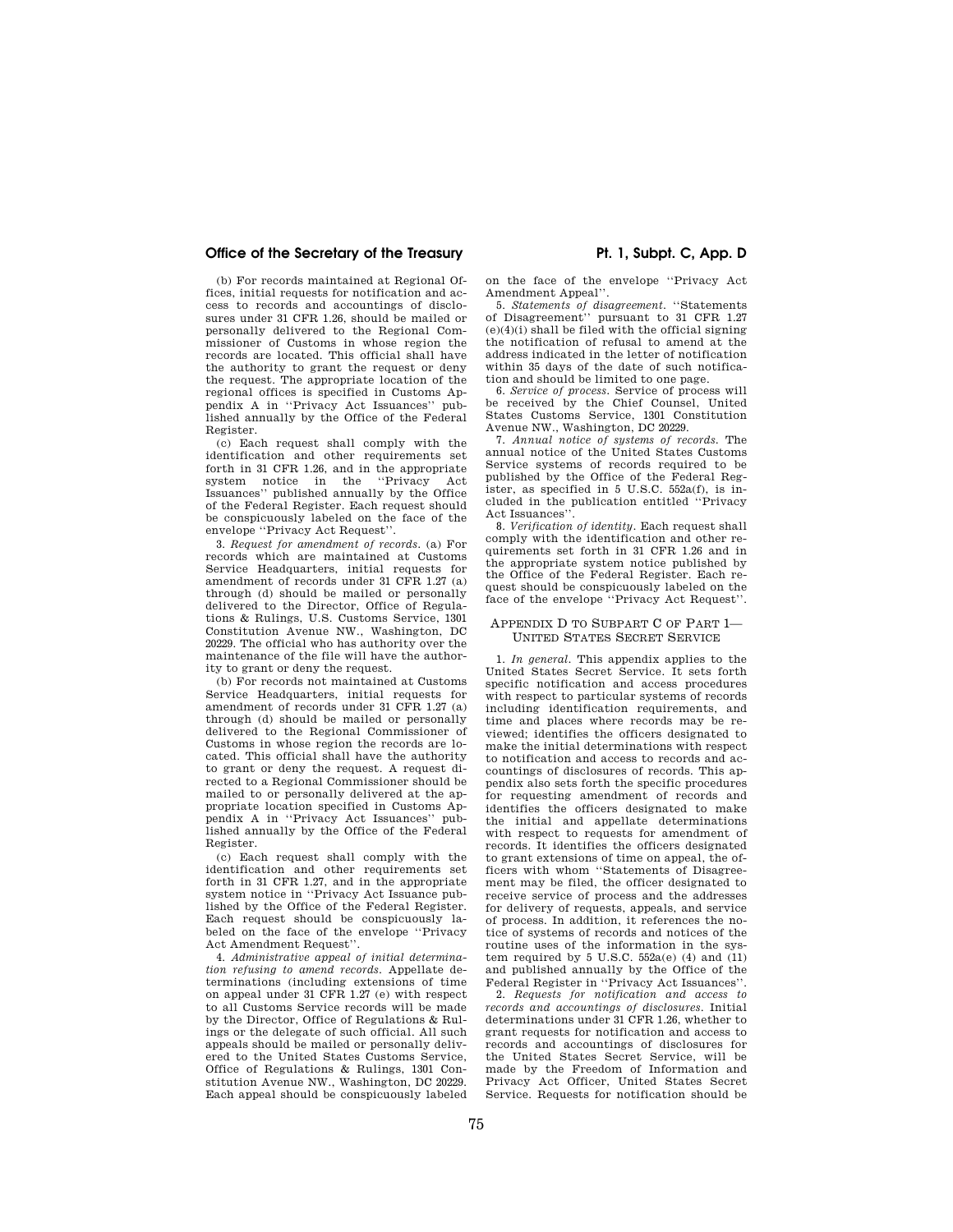(b) For records maintained at Regional Offices, initial requests for notification and access to records and accountings of disclosures under 31 CFR 1.26, should be mailed or personally delivered to the Regional Commissioner of Customs in whose region the records are located. This official shall have the authority to grant the request or deny the request. The appropriate location of the regional offices is specified in Customs Appendix A in ''Privacy Act Issuances'' published annually by the Office of the Federal Register.

(c) Each request shall comply with the identification and other requirements set forth in 31 CFR 1.26, and in the appropriate system notice in the ''Privacy Act Issuances'' published annually by the Office of the Federal Register. Each request should be conspicuously labeled on the face of the envelope ''Privacy Act Request''.

3. *Request for amendment of records.* (a) For records which are maintained at Customs Service Headquarters, initial requests for amendment of records under 31 CFR 1.27 (a) through (d) should be mailed or personally delivered to the Director, Office of Regulations & Rulings, U.S. Customs Service, 1301 Constitution Avenue NW., Washington, DC 20229. The official who has authority over the maintenance of the file will have the authority to grant or deny the request.

(b) For records not maintained at Customs Service Headquarters, initial requests for amendment of records under 31 CFR 1.27 (a) through (d) should be mailed or personally delivered to the Regional Commissioner of Customs in whose region the records are located. This official shall have the authority to grant or deny the request. A request directed to a Regional Commissioner should be mailed to or personally delivered at the appropriate location specified in Customs Appendix A in ''Privacy Act Issuances'' published annually by the Office of the Federal Register.

(c) Each request shall comply with the identification and other requirements set forth in 31 CFR 1.27, and in the appropriate system notice in ''Privacy Act Issuance published by the Office of the Federal Register. Each request should be conspicuously labeled on the face of the envelope ''Privacy Act Amendment Request''.

4. *Administrative appeal of initial determination refusing to amend records.* Appellate determinations (including extensions of time on appeal under 31 CFR 1.27 (e) with respect to all Customs Service records will be made by the Director, Office of Regulations & Rulings or the delegate of such official. All such appeals should be mailed or personally delivered to the United States Customs Service, Office of Regulations & Rulings, 1301 Constitution Avenue NW., Washington, DC 20229. Each appeal should be conspicuously labeled on the face of the envelope ''Privacy Act Amendment Appeal''.

5. *Statements of disagreement.* ''Statements of Disagreement'' pursuant to 31 CFR 1.27 (e)(4)(i) shall be filed with the official signing the notification of refusal to amend at the address indicated in the letter of notification within 35 days of the date of such notification and should be limited to one page.

6. *Service of process.* Service of process will be received by the Chief Counsel, United States Customs Service, 1301 Constitution Avenue NW., Washington, DC 20229.

7. *Annual notice of systems of records.* The annual notice of the United States Customs Service systems of records required to be published by the Office of the Federal Register, as specified in 5 U.S.C. 552a(f), is included in the publication entitled ''Privacy Act Issuances''.

8. *Verification of identity.* Each request shall comply with the identification and other requirements set forth in 31 CFR 1.26 and in the appropriate system notice published by the Office of the Federal Register. Each request should be conspicuously labeled on the face of the envelope ''Privacy Act Request''.

## APPENDIX D TO SUBPART C OF PART 1—UNITED STATES SECRET SERVICE

1. *In general.* This appendix applies to the United States Secret Service. It sets forth specific notification and access procedures with respect to particular systems of records including identification requirements, and time and places where records may be reviewed; identifies the officers designated to make the initial determinations with respect to notification and access to records and accountings of disclosures of records. This appendix also sets forth the specific procedures for requesting amendment of records and identifies the officers designated to make the initial and appellate determinations with respect to requests for amendment of records. It identifies the officers designated to grant extensions of time on appeal, the officers with whom ''Statements of Disagreement may be filed, the officer designated to receive service of process and the addresses for delivery of requests, appeals, and service of process. In addition, it references the notice of systems of records and notices of the routine uses of the information in the system required by 5 U.S.C. 552a(e) (4) and (11) and published annually by the Office of the Federal Register in ''Privacy Act Issuances''.

2. *Requests for notification and access to records and accountings of disclosures.* Initial determinations under 31 CFR 1.26, whether to grant requests for notification and access to records and accountings of disclosures for the United States Secret Service, will be made by the Freedom of Information and Privacy Act Officer, United States Secret Service. Requests for notification should be